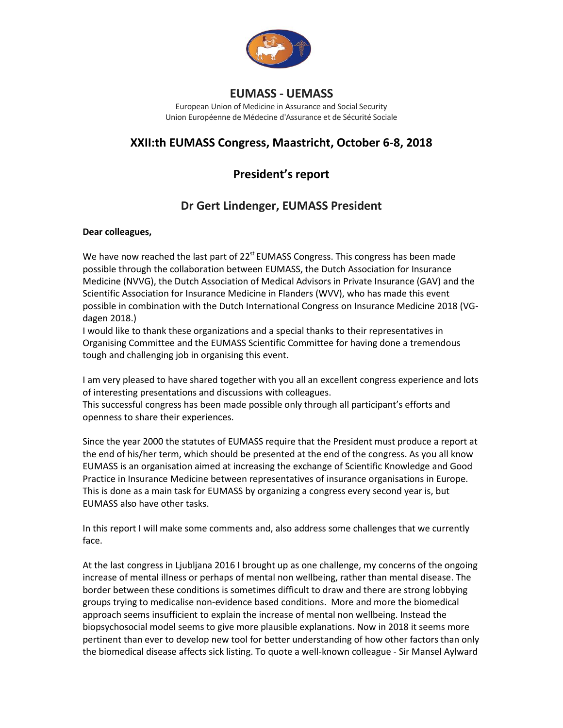# EUMASS - UEMASS

European Union of Medicine in Assurance and Social Security
Union Européenne de Médecine d'Assurance et de Sécurité Sociale

## XXII:th EUMASS Congress, Maastricht, October 6-8, 2018

## President's report

## Dr Gert Lindenger, EUMASS President

**Dear colleagues,**

We have now reached the last part of 22st EUMASS Congress. This congress has been made possible through the collaboration between EUMASS, the Dutch Association for Insurance Medicine (NVVG), the Dutch Association of Medical Advisors in Private Insurance (GAV) and the Scientific Association for Insurance Medicine in Flanders (WVV), who has made this event possible in combination with the Dutch International Congress on Insurance Medicine 2018 (VG-dagen 2018.)

I would like to thank these organizations and a special thanks to their representatives in Organising Committee and the EUMASS Scientific Committee for having done a tremendous tough and challenging job in organising this event.

I am very pleased to have shared together with you all an excellent congress experience and lots of interesting presentations and discussions with colleagues.

This successful congress has been made possible only through all participant's efforts and openness to share their experiences.

Since the year 2000 the statutes of EUMASS require that the President must produce a report at the end of his/her term, which should be presented at the end of the congress. As you all know EUMASS is an organisation aimed at increasing the exchange of Scientific Knowledge and Good Practice in Insurance Medicine between representatives of insurance organisations in Europe. This is done as a main task for EUMASS by organizing a congress every second year is, but EUMASS also have other tasks.

In this report I will make some comments and, also address some challenges that we currently face.

At the last congress in Ljubljana 2016 I brought up as one challenge, my concerns of the ongoing increase of mental illness or perhaps of mental non wellbeing, rather than mental disease. The border between these conditions is sometimes difficult to draw and there are strong lobbying groups trying to medicalise non-evidence based conditions. More and more the biomedical approach seems insufficient to explain the increase of mental non wellbeing. Instead the biopsychosocial model seems to give more plausible explanations. Now in 2018 it seems more pertinent than ever to develop new tool for better understanding of how other factors than only the biomedical disease affects sick listing. To quote a well-known colleague - Sir Mansel Aylward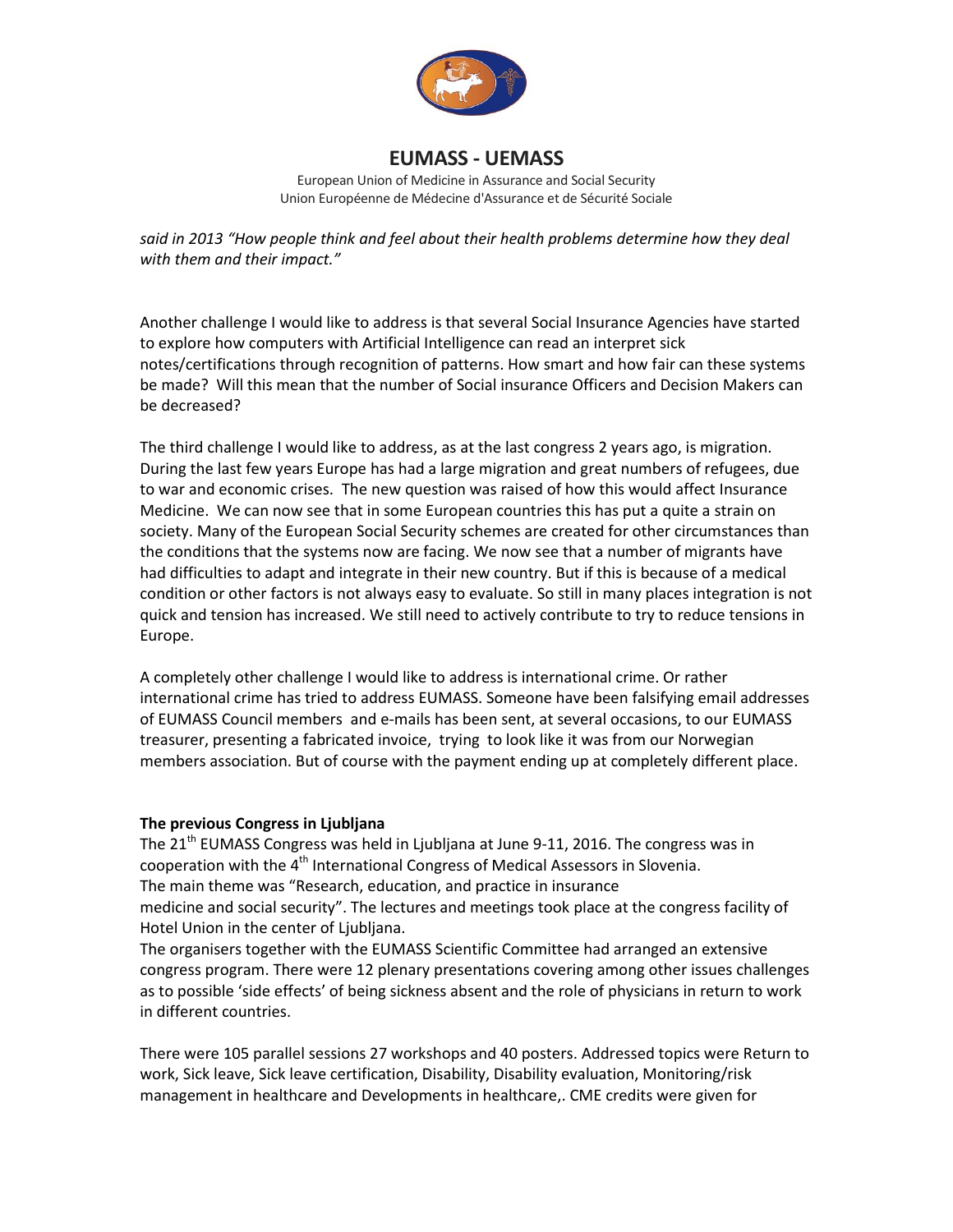*said in 2013 "How people think and feel about their health problems determine how they deal with them and their impact."*

Another challenge I would like to address is that several Social Insurance Agencies have started to explore how computers with Artificial Intelligence can read an interpret sick notes/certifications through recognition of patterns. How smart and how fair can these systems be made? Will this mean that the number of Social insurance Officers and Decision Makers can be decreased?

The third challenge I would like to address, as at the last congress 2 years ago, is migration. During the last few years Europe has had a large migration and great numbers of refugees, due to war and economic crises. The new question was raised of how this would affect Insurance Medicine. We can now see that in some European countries this has put a quite a strain on society. Many of the European Social Security schemes are created for other circumstances than the conditions that the systems now are facing. We now see that a number of migrants have had difficulties to adapt and integrate in their new country. But if this is because of a medical condition or other factors is not always easy to evaluate. So still in many places integration is not quick and tension has increased. We still need to actively contribute to try to reduce tensions in Europe.

A completely other challenge I would like to address is international crime. Or rather international crime has tried to address EUMASS. Someone have been falsifying email addresses of EUMASS Council members and e-mails has been sent, at several occasions, to our EUMASS treasurer, presenting a fabricated invoice, trying to look like it was from our Norwegian members association. But of course with the payment ending up at completely different place.

**The previous Congress in Ljubljana**

The 21th EUMASS Congress was held in Ljubljana at June 9-11, 2016. The congress was in cooperation with the 4th International Congress of Medical Assessors in Slovenia.
The main theme was "Research, education, and practice in insurance medicine and social security". The lectures and meetings took place at the congress facility of Hotel Union in the center of Ljubljana.
The organisers together with the EUMASS Scientific Committee had arranged an extensive congress program. There were 12 plenary presentations covering among other issues challenges as to possible 'side effects' of being sickness absent and the role of physicians in return to work in different countries.

There were 105 parallel sessions 27 workshops and 40 posters. Addressed topics were Return to work, Sick leave, Sick leave certification, Disability, Disability evaluation, Monitoring/risk management in healthcare and Developments in healthcare,. CME credits were given for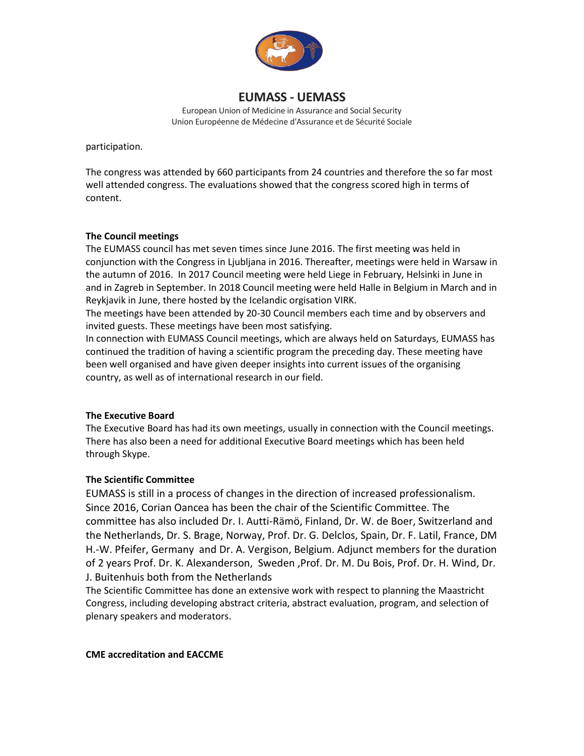participation.

The congress was attended by 660 participants from 24 countries and therefore the so far most well attended congress. The evaluations showed that the congress scored high in terms of content.

**The Council meetings**

The EUMASS council has met seven times since June 2016. The first meeting was held in conjunction with the Congress in Ljubljana in 2016. Thereafter, meetings were held in Warsaw in the autumn of 2016. In 2017 Council meeting were held Liege in February, Helsinki in June in and in Zagreb in September. In 2018 Council meeting were held Halle in Belgium in March and in Reykjavik in June, there hosted by the Icelandic orgisation VIRK.

The meetings have been attended by 20-30 Council members each time and by observers and invited guests. These meetings have been most satisfying.

In connection with EUMASS Council meetings, which are always held on Saturdays, EUMASS has continued the tradition of having a scientific program the preceding day. These meeting have been well organised and have given deeper insights into current issues of the organising country, as well as of international research in our field.

**The Executive Board**

The Executive Board has had its own meetings, usually in connection with the Council meetings. There has also been a need for additional Executive Board meetings which has been held through Skype.

**The Scientific Committee**

EUMASS is still in a process of changes in the direction of increased professionalism. Since 2016, Corian Oancea has been the chair of the Scientific Committee. The committee has also included Dr. I. Autti-Rämö, Finland, Dr. W. de Boer, Switzerland and the Netherlands, Dr. S. Brage, Norway, Prof. Dr. G. Delclos, Spain, Dr. F. Latil, France, DM H.-W. Pfeifer, Germany and Dr. A. Vergison, Belgium. Adjunct members for the duration of 2 years Prof. Dr. K. Alexanderson, Sweden ,Prof. Dr. M. Du Bois, Prof. Dr. H. Wind, Dr. J. Buitenhuis both from the Netherlands

The Scientific Committee has done an extensive work with respect to planning the Maastricht Congress, including developing abstract criteria, abstract evaluation, program, and selection of plenary speakers and moderators.

**CME accreditation and EACCME**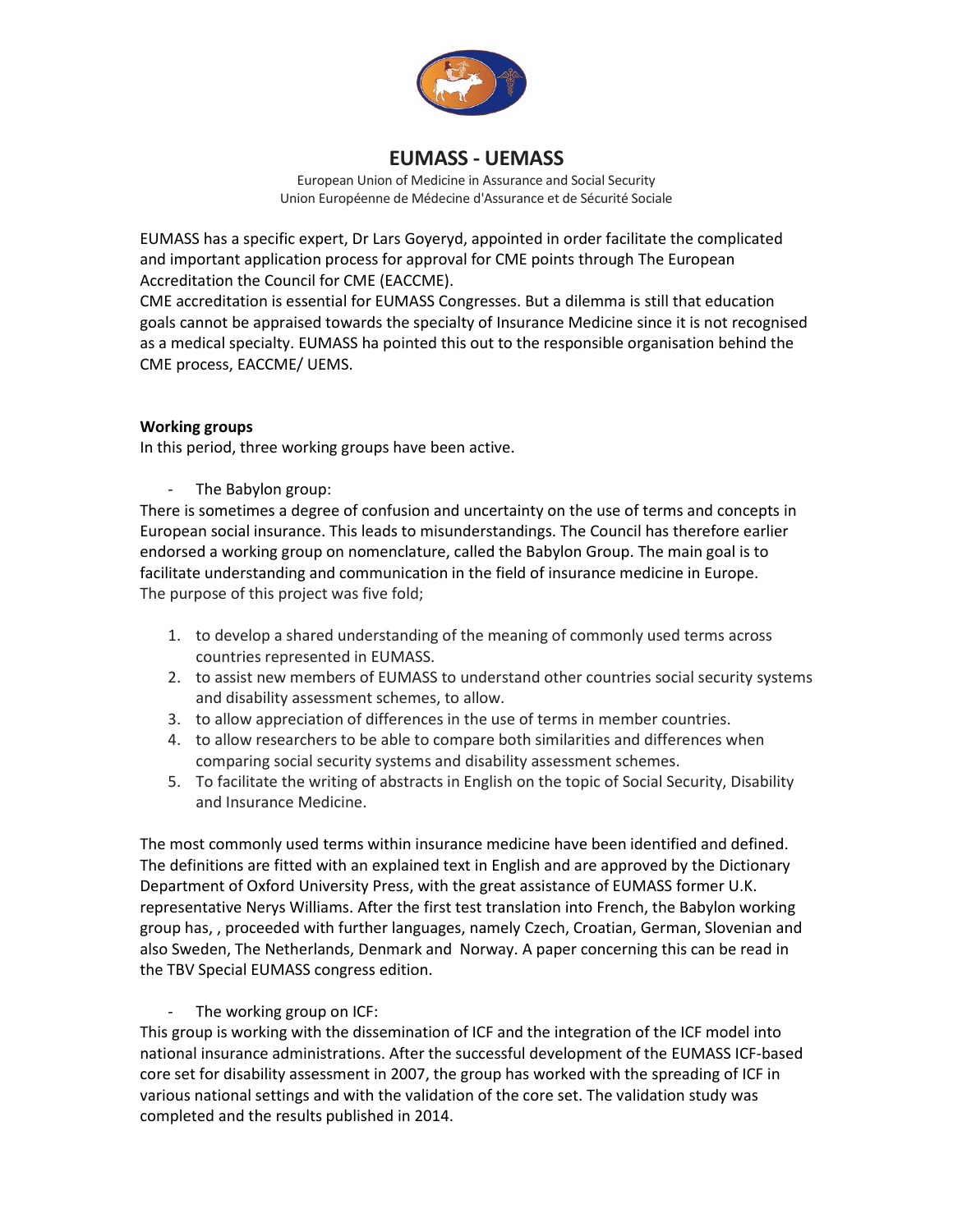# EUMASS - UEMASS

European Union of Medicine in Assurance and Social Security
Union Européenne de Médecine d'Assurance et de Sécurité Sociale

EUMASS has a specific expert, Dr Lars Goyeryd, appointed in order facilitate the complicated and important application process for approval for CME points through The European Accreditation the Council for CME (EACCME).
CME accreditation is essential for EUMASS Congresses. But a dilemma is still that education goals cannot be appraised towards the specialty of Insurance Medicine since it is not recognised as a medical specialty. EUMASS ha pointed this out to the responsible organisation behind the CME process, EACCME/ UEMS.

**Working groups**
In this period, three working groups have been active.

- The Babylon group:

There is sometimes a degree of confusion and uncertainty on the use of terms and concepts in European social insurance. This leads to misunderstandings. The Council has therefore earlier endorsed a working group on nomenclature, called the Babylon Group. The main goal is to facilitate understanding and communication in the field of insurance medicine in Europe.
The purpose of this project was five fold;

1. to develop a shared understanding of the meaning of commonly used terms across countries represented in EUMASS.
2. to assist new members of EUMASS to understand other countries social security systems and disability assessment schemes, to allow.
3. to allow appreciation of differences in the use of terms in member countries.
4. to allow researchers to be able to compare both similarities and differences when comparing social security systems and disability assessment schemes.
5. To facilitate the writing of abstracts in English on the topic of Social Security, Disability and Insurance Medicine.

The most commonly used terms within insurance medicine have been identified and defined. The definitions are fitted with an explained text in English and are approved by the Dictionary Department of Oxford University Press, with the great assistance of EUMASS former U.K. representative Nerys Williams. After the first test translation into French, the Babylon working group has, , proceeded with further languages, namely Czech, Croatian, German, Slovenian and also Sweden, The Netherlands, Denmark and Norway. A paper concerning this can be read in the TBV Special EUMASS congress edition.

- The working group on ICF:

This group is working with the dissemination of ICF and the integration of the ICF model into national insurance administrations. After the successful development of the EUMASS ICF-based core set for disability assessment in 2007, the group has worked with the spreading of ICF in various national settings and with the validation of the core set. The validation study was completed and the results published in 2014.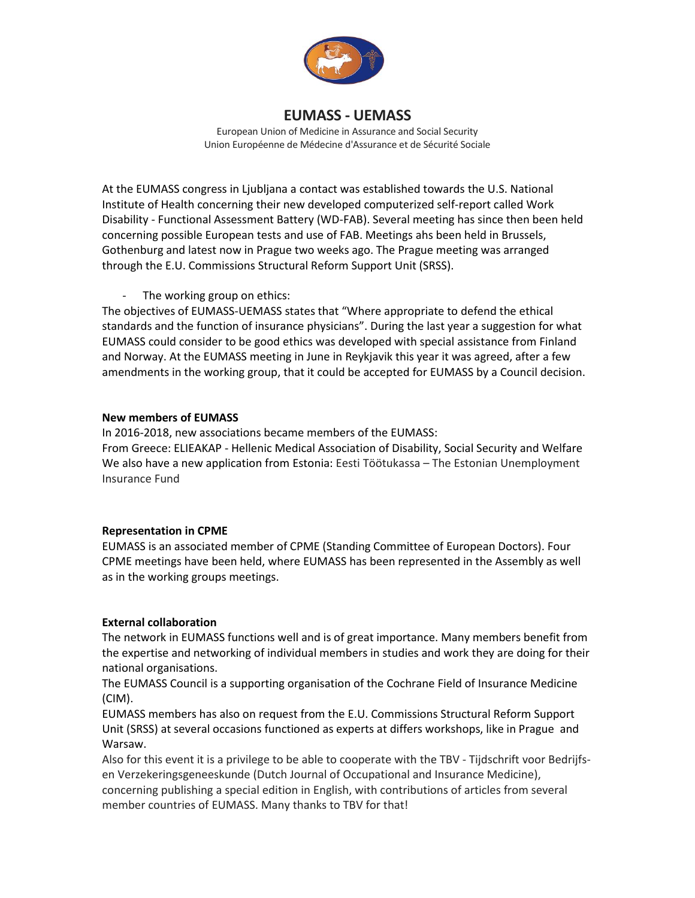# EUMASS - UEMASS

European Union of Medicine in Assurance and Social Security
Union Européenne de Médecine d'Assurance et de Sécurité Sociale

At the EUMASS congress in Ljubljana a contact was established towards the U.S. National Institute of Health concerning their new developed computerized self-report called Work Disability - Functional Assessment Battery (WD-FAB). Several meeting has since then been held concerning possible European tests and use of FAB. Meetings ahs been held in Brussels, Gothenburg and latest now in Prague two weeks ago. The Prague meeting was arranged through the E.U. Commissions Structural Reform Support Unit (SRSS).

- The working group on ethics:

The objectives of EUMASS-UEMASS states that "Where appropriate to defend the ethical standards and the function of insurance physicians". During the last year a suggestion for what EUMASS could consider to be good ethics was developed with special assistance from Finland and Norway. At the EUMASS meeting in June in Reykjavik this year it was agreed, after a few amendments in the working group, that it could be accepted for EUMASS by a Council decision.

**New members of EUMASS**

In 2016-2018, new associations became members of the EUMASS:
From Greece: ELIEAKAP - Hellenic Medical Association of Disability, Social Security and Welfare
We also have a new application from Estonia: Eesti Töötukassa – The Estonian Unemployment Insurance Fund

**Representation in CPME**

EUMASS is an associated member of CPME (Standing Committee of European Doctors). Four CPME meetings have been held, where EUMASS has been represented in the Assembly as well as in the working groups meetings.

**External collaboration**

The network in EUMASS functions well and is of great importance. Many members benefit from the expertise and networking of individual members in studies and work they are doing for their national organisations.
The EUMASS Council is a supporting organisation of the Cochrane Field of Insurance Medicine (CIM).
EUMASS members has also on request from the E.U. Commissions Structural Reform Support Unit (SRSS) at several occasions functioned as experts at differs workshops, like in Prague and Warsaw.
Also for this event it is a privilege to be able to cooperate with the TBV - Tijdschrift voor Bedrijfs- en Verzekeringsgeneeskunde (Dutch Journal of Occupational and Insurance Medicine), concerning publishing a special edition in English, with contributions of articles from several member countries of EUMASS. Many thanks to TBV for that!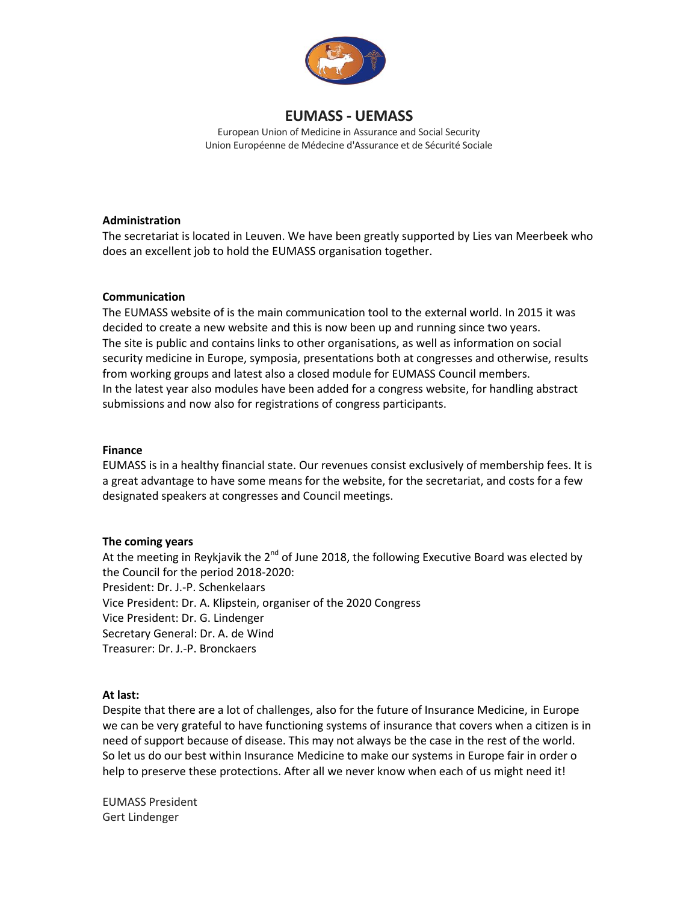# EUMASS - UEMASS

European Union of Medicine in Assurance and Social Security
Union Européenne de Médecine d'Assurance et de Sécurité Sociale

**Administration**

The secretariat is located in Leuven. We have been greatly supported by Lies van Meerbeek who does an excellent job to hold the EUMASS organisation together.

**Communication**

The EUMASS website of is the main communication tool to the external world. In 2015 it was decided to create a new website and this is now been up and running since two years.
The site is public and contains links to other organisations, as well as information on social security medicine in Europe, symposia, presentations both at congresses and otherwise, results from working groups and latest also a closed module for EUMASS Council members.
In the latest year also modules have been added for a congress website, for handling abstract submissions and now also for registrations of congress participants.

**Finance**

EUMASS is in a healthy financial state. Our revenues consist exclusively of membership fees. It is a great advantage to have some means for the website, for the secretariat, and costs for a few designated speakers at congresses and Council meetings.

**The coming years**

At the meeting in Reykjavik the 2nd of June 2018, the following Executive Board was elected by the Council for the period 2018-2020:
President: Dr. J.-P. Schenkelaars
Vice President: Dr. A. Klipstein, organiser of the 2020 Congress
Vice President: Dr. G. Lindenger
Secretary General: Dr. A. de Wind
Treasurer: Dr. J.-P. Bronckaers

**At last:**

Despite that there are a lot of challenges, also for the future of Insurance Medicine, in Europe we can be very grateful to have functioning systems of insurance that covers when a citizen is in need of support because of disease. This may not always be the case in the rest of the world. So let us do our best within Insurance Medicine to make our systems in Europe fair in order o help to preserve these protections. After all we never know when each of us might need it!

EUMASS President
Gert Lindenger